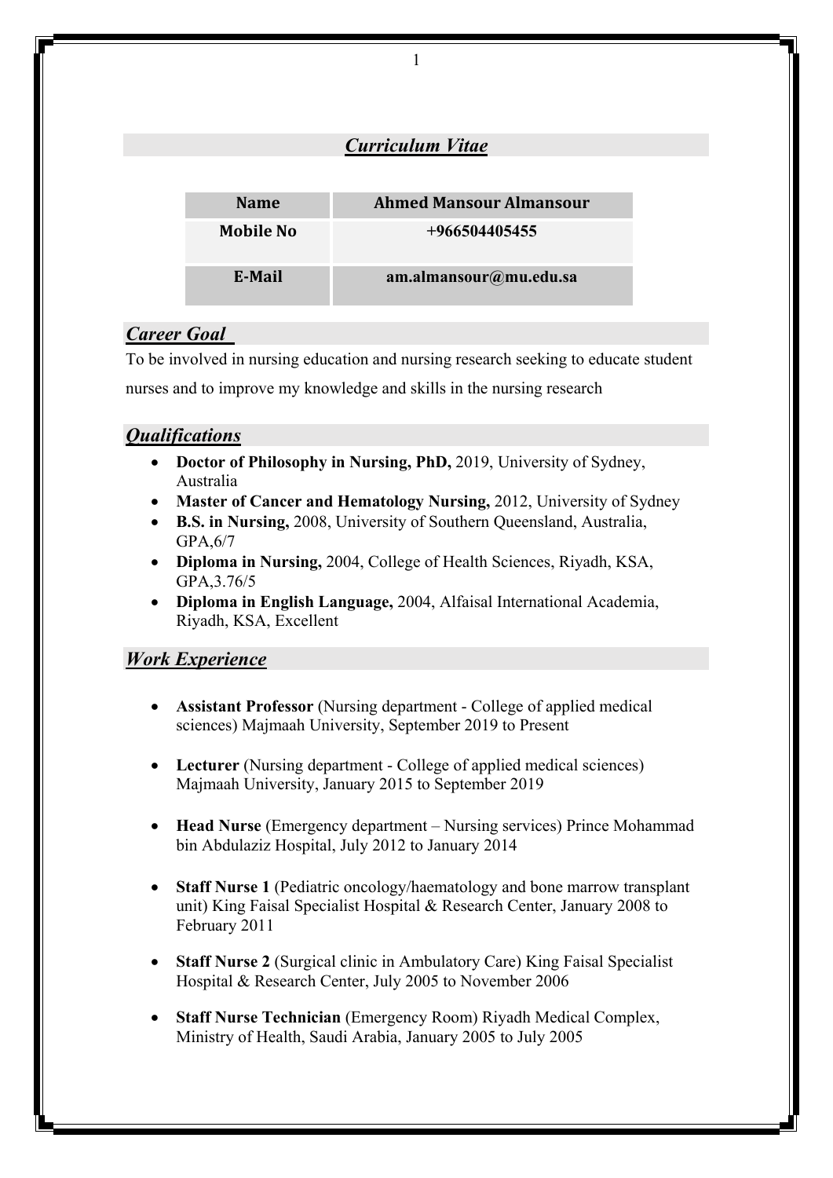## ***Curriculum Vitae***

| **Name** | **Ahmed Mansour Almansour** |
|---|---|
| **Mobile No** | **+966504405455** |
| **E-Mail** | **am.almansour@mu.edu.sa** |

## ***Career Goal***

To be involved in nursing education and nursing research seeking to educate student nurses and to improve my knowledge and skills in the nursing research

## ***Qualifications***

- **Doctor of Philosophy in Nursing, PhD,** 2019, University of Sydney, Australia
- **Master of Cancer and Hematology Nursing,** 2012, University of Sydney
- **B.S. in Nursing,** 2008, University of Southern Queensland, Australia, GPA,6/7
- **Diploma in Nursing,** 2004, College of Health Sciences, Riyadh, KSA, GPA,3.76/5
- **Diploma in English Language,** 2004, Alfaisal International Academia, Riyadh, KSA, Excellent

## ***Work Experience***

- **Assistant Professor** (Nursing department - College of applied medical sciences) Majmaah University, September 2019 to Present

- **Lecturer** (Nursing department - College of applied medical sciences) Majmaah University, January 2015 to September 2019

- **Head Nurse** (Emergency department – Nursing services) Prince Mohammad bin Abdulaziz Hospital, July 2012 to January 2014

- **Staff Nurse 1** (Pediatric oncology/haematology and bone marrow transplant unit) King Faisal Specialist Hospital & Research Center, January 2008 to February 2011

- **Staff Nurse 2** (Surgical clinic in Ambulatory Care) King Faisal Specialist Hospital & Research Center, July 2005 to November 2006

- **Staff Nurse Technician** (Emergency Room) Riyadh Medical Complex, Ministry of Health, Saudi Arabia, January 2005 to July 2005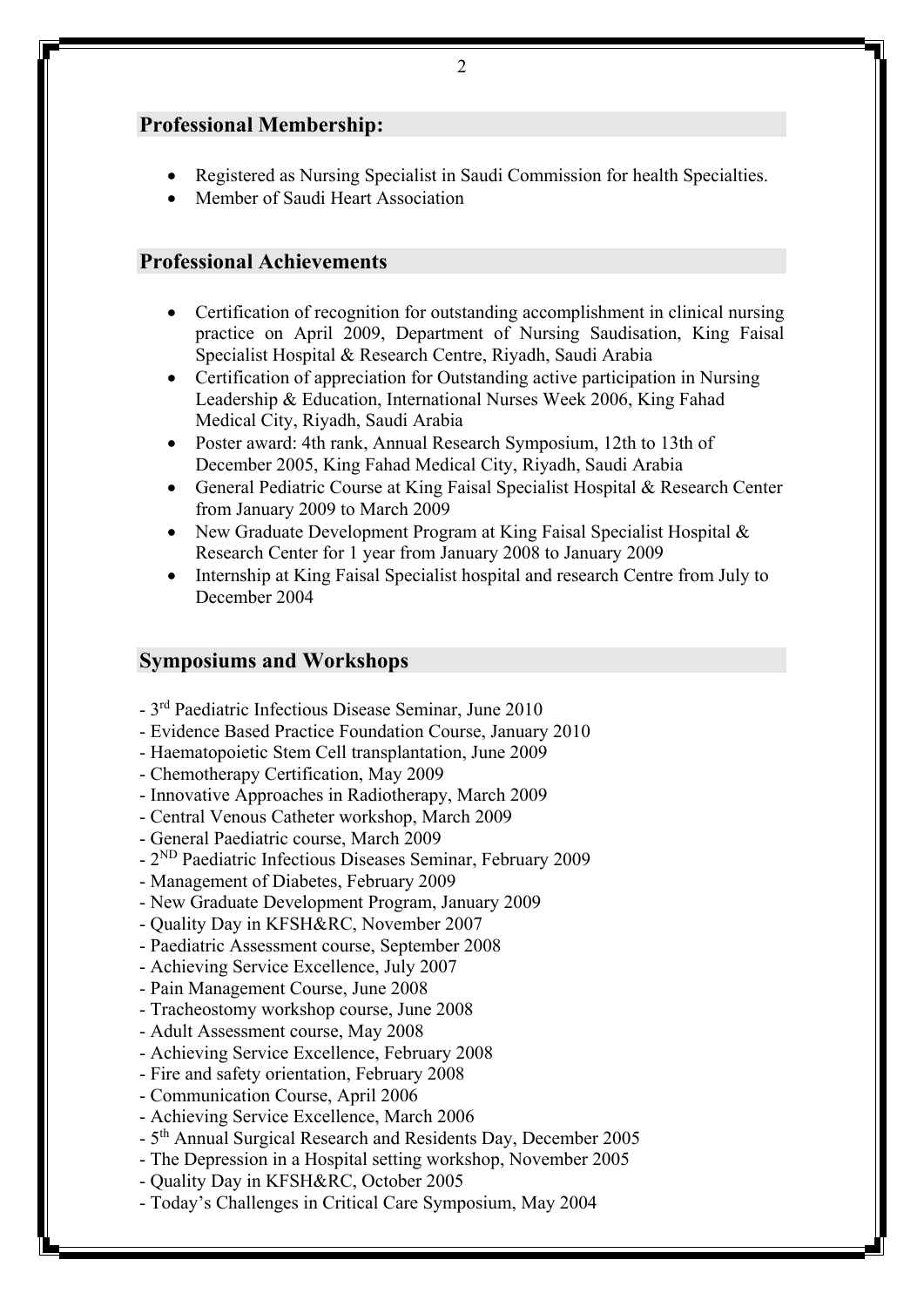## Professional Membership:

- Registered as Nursing Specialist in Saudi Commission for health Specialties.
- Member of Saudi Heart Association

## Professional Achievements

- Certification of recognition for outstanding accomplishment in clinical nursing practice on April 2009, Department of Nursing Saudisation, King Faisal Specialist Hospital & Research Centre, Riyadh, Saudi Arabia
- Certification of appreciation for Outstanding active participation in Nursing Leadership & Education, International Nurses Week 2006, King Fahad Medical City, Riyadh, Saudi Arabia
- Poster award: 4th rank, Annual Research Symposium, 12th to 13th of December 2005, King Fahad Medical City, Riyadh, Saudi Arabia
- General Pediatric Course at King Faisal Specialist Hospital & Research Center from January 2009 to March 2009
- New Graduate Development Program at King Faisal Specialist Hospital & Research Center for 1 year from January 2008 to January 2009
- Internship at King Faisal Specialist hospital and research Centre from July to December 2004

## Symposiums and Workshops

- 3rd Paediatric Infectious Disease Seminar, June 2010
- Evidence Based Practice Foundation Course, January 2010
- Haematopoietic Stem Cell transplantation, June 2009
- Chemotherapy Certification, May 2009
- Innovative Approaches in Radiotherapy, March 2009
- Central Venous Catheter workshop, March 2009
- General Paediatric course, March 2009
- 2ND Paediatric Infectious Diseases Seminar, February 2009
- Management of Diabetes, February 2009
- New Graduate Development Program, January 2009
- Quality Day in KFSH&RC, November 2007
- Paediatric Assessment course, September 2008
- Achieving Service Excellence, July 2007
- Pain Management Course, June 2008
- Tracheostomy workshop course, June 2008
- Adult Assessment course, May 2008
- Achieving Service Excellence, February 2008
- Fire and safety orientation, February 2008
- Communication Course, April 2006
- Achieving Service Excellence, March 2006
- 5th Annual Surgical Research and Residents Day, December 2005
- The Depression in a Hospital setting workshop, November 2005
- Quality Day in KFSH&RC, October 2005
- Today's Challenges in Critical Care Symposium, May 2004